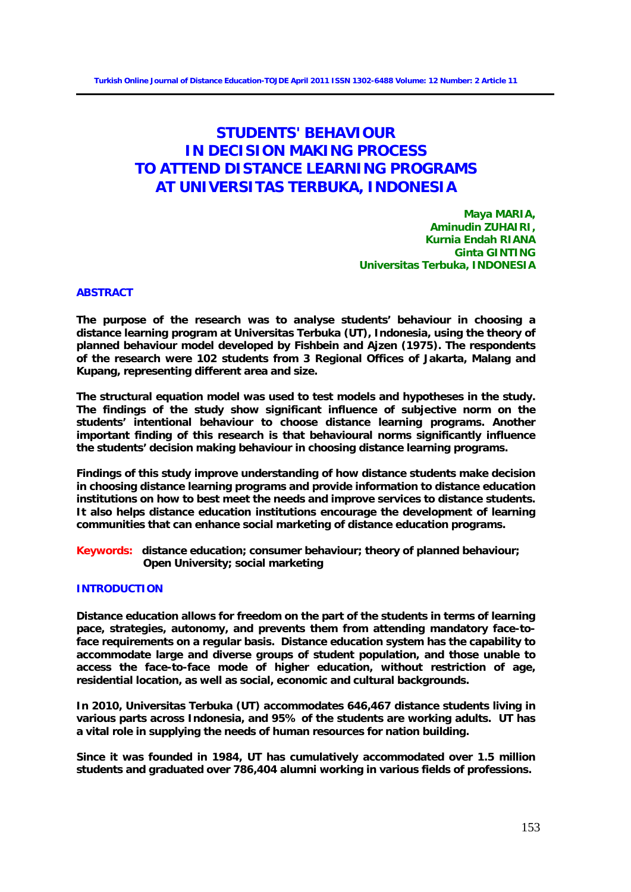# STUDENTS' BEHAVIOUR IN DECISION MAKING PROCESS TO ATTEND DISTANCE LEARNING PROGRAMS AT UNIVERSITAS TERBUKA, INDONESIA

**Maya MARIA,**
**Aminudin ZUHAIRI,**
**Kurnia Endah RIANA**
**Ginta GINTING**
**Universitas Terbuka, INDONESIA**

## ABSTRACT

**The purpose of the research was to analyse students' behaviour in choosing a distance learning program at Universitas Terbuka (UT), Indonesia, using the theory of planned behaviour model developed by Fishbein and Ajzen (1975). The respondents of the research were 102 students from 3 Regional Offices of Jakarta, Malang and Kupang, representing different area and size.**

**The structural equation model was used to test models and hypotheses in the study. The findings of the study show significant influence of subjective norm on the students' intentional behaviour to choose distance learning programs. Another important finding of this research is that behavioural norms significantly influence the students' decision making behaviour in choosing distance learning programs.**

**Findings of this study improve understanding of how distance students make decision in choosing distance learning programs and provide information to distance education institutions on how to best meet the needs and improve services to distance students. It also helps distance education institutions encourage the development of learning communities that can enhance social marketing of distance education programs.**

**Keywords:** distance education; consumer behaviour; theory of planned behaviour; Open University; social marketing

## INTRODUCTION

Distance education allows for freedom on the part of the students in terms of learning pace, strategies, autonomy, and prevents them from attending mandatory face-to-face requirements on a regular basis. Distance education system has the capability to accommodate large and diverse groups of student population, and those unable to access the face-to-face mode of higher education, without restriction of age, residential location, as well as social, economic and cultural backgrounds.

In 2010, Universitas Terbuka (UT) accommodates 646,467 distance students living in various parts across Indonesia, and 95% of the students are working adults. UT has a vital role in supplying the needs of human resources for nation building.

Since it was founded in 1984, UT has cumulatively accommodated over 1.5 million students and graduated over 786,404 alumni working in various fields of professions.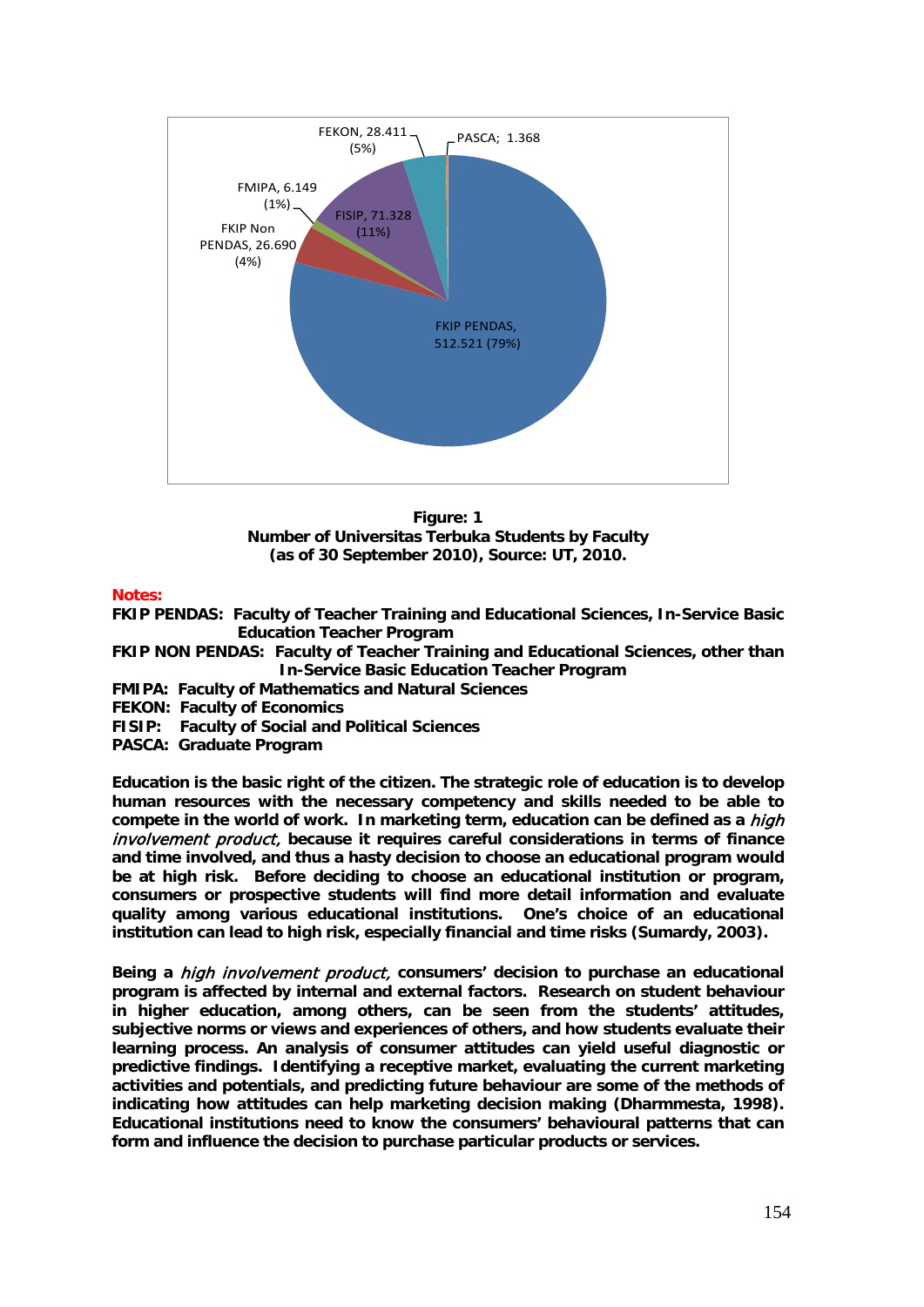FEKON, 28.411 (5%)

PASCA; 1.368

FMIPA, 6.149 (1%)

FISIP, 71.328 (11%)

FKIP Non PENDAS, 26.690 (4%)

FKIP PENDAS, 512.521 (79%)

**Figure: 1**
**Number of Universitas Terbuka Students by Faculty**
**(as of 30 September 2010), Source: UT, 2010.**

**Notes:**

**FKIP PENDAS: Faculty of Teacher Training and Educational Sciences, In-Service Basic Education Teacher Program**

**FKIP NON PENDAS: Faculty of Teacher Training and Educational Sciences, other than In-Service Basic Education Teacher Program**

**FMIPA: Faculty of Mathematics and Natural Sciences**

**FEKON: Faculty of Economics**

**FISIP: Faculty of Social and Political Sciences**

**PASCA: Graduate Program**

**Education is the basic right of the citizen. The strategic role of education is to develop human resources with the necessary competency and skills needed to be able to compete in the world of work. In marketing term, education can be defined as a *high involvement product,* because it requires careful considerations in terms of finance and time involved, and thus a hasty decision to choose an educational program would be at high risk. Before deciding to choose an educational institution or program, consumers or prospective students will find more detail information and evaluate quality among various educational institutions. One's choice of an educational institution can lead to high risk, especially financial and time risks (Sumardy, 2003).**

**Being a *high involvement product,* consumers' decision to purchase an educational program is affected by internal and external factors. Research on student behaviour in higher education, among others, can be seen from the students' attitudes, subjective norms or views and experiences of others, and how students evaluate their learning process. An analysis of consumer attitudes can yield useful diagnostic or predictive findings. Identifying a receptive market, evaluating the current marketing activities and potentials, and predicting future behaviour are some of the methods of indicating how attitudes can help marketing decision making (Dharmmesta, 1998). Educational institutions need to know the consumers' behavioural patterns that can form and influence the decision to purchase particular products or services.**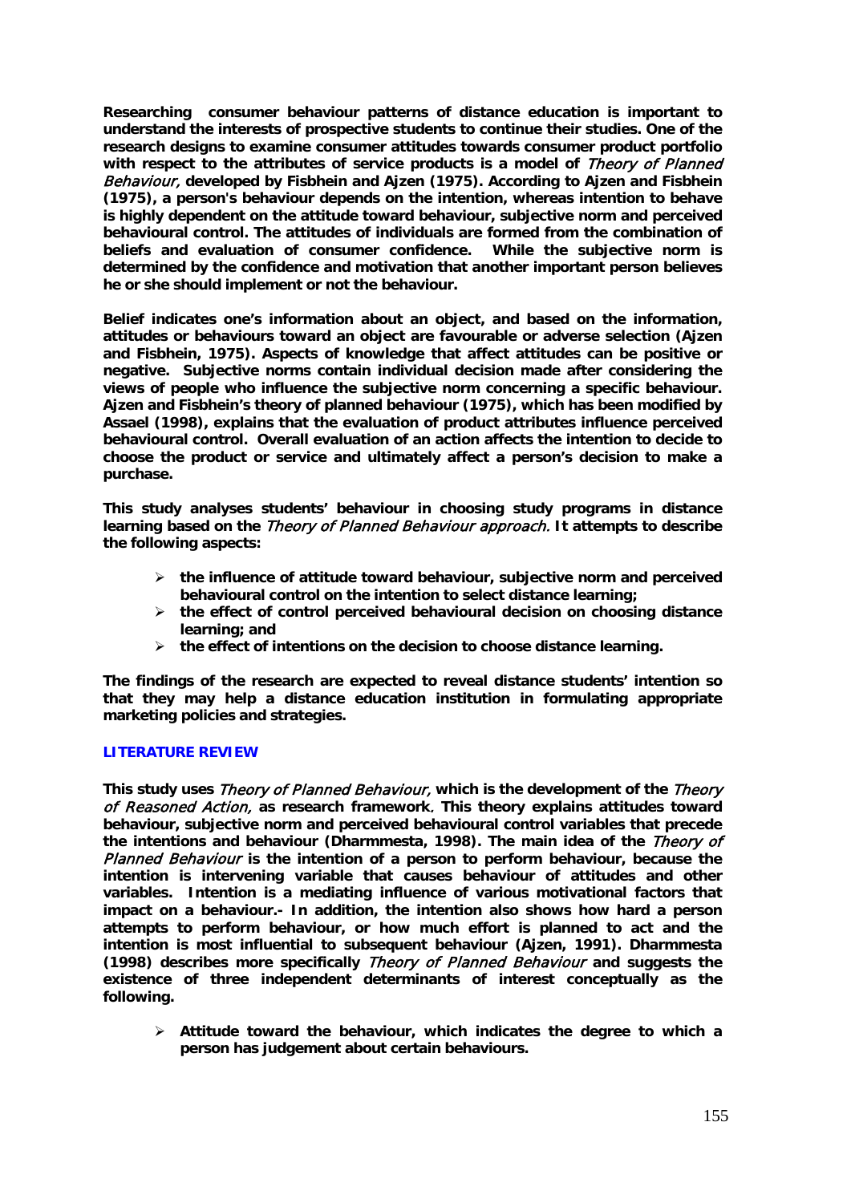**Researching consumer behaviour patterns of distance education is important to understand the interests of prospective students to continue their studies. One of the research designs to examine consumer attitudes towards consumer product portfolio with respect to the attributes of service products is a model of *Theory of Planned Behaviour,* developed by Fisbhein and Ajzen (1975). According to Ajzen and Fisbhein (1975), a person's behaviour depends on the intention, whereas intention to behave is highly dependent on the attitude toward behaviour, subjective norm and perceived behavioural control. The attitudes of individuals are formed from the combination of beliefs and evaluation of consumer confidence. While the subjective norm is determined by the confidence and motivation that another important person believes he or she should implement or not the behaviour.**

**Belief indicates one's information about an object, and based on the information, attitudes or behaviours toward an object are favourable or adverse selection (Ajzen and Fisbhein, 1975). Aspects of knowledge that affect attitudes can be positive or negative. Subjective norms contain individual decision made after considering the views of people who influence the subjective norm concerning a specific behaviour. Ajzen and Fisbhein's theory of planned behaviour (1975), which has been modified by Assael (1998), explains that the evaluation of product attributes influence perceived behavioural control. Overall evaluation of an action affects the intention to decide to choose the product or service and ultimately affect a person's decision to make a purchase.**

**This study analyses students' behaviour in choosing study programs in distance learning based on the *Theory of Planned Behaviour approach.* It attempts to describe the following aspects:**

- **the influence of attitude toward behaviour, subjective norm and perceived behavioural control on the intention to select distance learning;**
- **the effect of control perceived behavioural decision on choosing distance learning; and**
- **the effect of intentions on the decision to choose distance learning.**

**The findings of the research are expected to reveal distance students' intention so that they may help a distance education institution in formulating appropriate marketing policies and strategies.**

## LITERATURE REVIEW

**This study uses *Theory of Planned Behaviour,* which is the development of the *Theory of Reasoned Action,* as research framework. This theory explains attitudes toward behaviour, subjective norm and perceived behavioural control variables that precede the intentions and behaviour (Dharmmesta, 1998). The main idea of the *Theory of Planned Behaviour* is the intention of a person to perform behaviour, because the intention is intervening variable that causes behaviour of attitudes and other variables. Intention is a mediating influence of various motivational factors that impact on a behaviour.- In addition, the intention also shows how hard a person attempts to perform behaviour, or how much effort is planned to act and the intention is most influential to subsequent behaviour (Ajzen, 1991). Dharmmesta (1998) describes more specifically *Theory of Planned Behaviour* and suggests the existence of three independent determinants of interest conceptually as the following.**

- **Attitude toward the behaviour, which indicates the degree to which a person has judgement about certain behaviours.**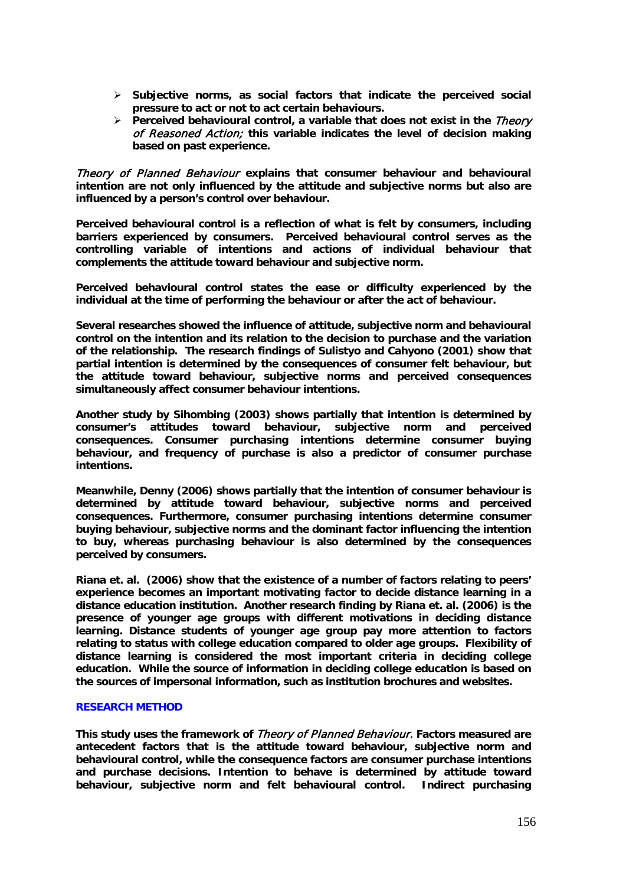- **Subjective norms, as social factors that indicate the perceived social pressure to act or not to act certain behaviours.**
- **Perceived behavioural control, a variable that does not exist in the *Theory of Reasoned Action;* this variable indicates the level of decision making based on past experience.**

***Theory of Planned Behaviour*** **explains that consumer behaviour and behavioural intention are not only influenced by the attitude and subjective norms but also are influenced by a person's control over behaviour.**

**Perceived behavioural control is a reflection of what is felt by consumers, including barriers experienced by consumers. Perceived behavioural control serves as the controlling variable of intentions and actions of individual behaviour that complements the attitude toward behaviour and subjective norm.**

**Perceived behavioural control states the ease or difficulty experienced by the individual at the time of performing the behaviour or after the act of behaviour.**

**Several researches showed the influence of attitude, subjective norm and behavioural control on the intention and its relation to the decision to purchase and the variation of the relationship. The research findings of Sulistyo and Cahyono (2001) show that partial intention is determined by the consequences of consumer felt behaviour, but the attitude toward behaviour, subjective norms and perceived consequences simultaneously affect consumer behaviour intentions.**

**Another study by Sihombing (2003) shows partially that intention is determined by consumer's attitudes toward behaviour, subjective norm and perceived consequences. Consumer purchasing intentions determine consumer buying behaviour, and frequency of purchase is also a predictor of consumer purchase intentions.**

**Meanwhile, Denny (2006) shows partially that the intention of consumer behaviour is determined by attitude toward behaviour, subjective norms and perceived consequences. Furthermore, consumer purchasing intentions determine consumer buying behaviour, subjective norms and the dominant factor influencing the intention to buy, whereas purchasing behaviour is also determined by the consequences perceived by consumers.**

**Riana et. al. (2006) show that the existence of a number of factors relating to peers' experience becomes an important motivating factor to decide distance learning in a distance education institution. Another research finding by Riana et. al. (2006) is the presence of younger age groups with different motivations in deciding distance learning. Distance students of younger age group pay more attention to factors relating to status with college education compared to older age groups. Flexibility of distance learning is considered the most important criteria in deciding college education. While the source of information in deciding college education is based on the sources of impersonal information, such as institution brochures and websites.**

## RESEARCH METHOD

**This study uses the framework of *Theory of Planned Behaviour.* Factors measured are antecedent factors that is the attitude toward behaviour, subjective norm and behavioural control, while the consequence factors are consumer purchase intentions and purchase decisions. Intention to behave is determined by attitude toward behaviour, subjective norm and felt behavioural control. Indirect purchasing**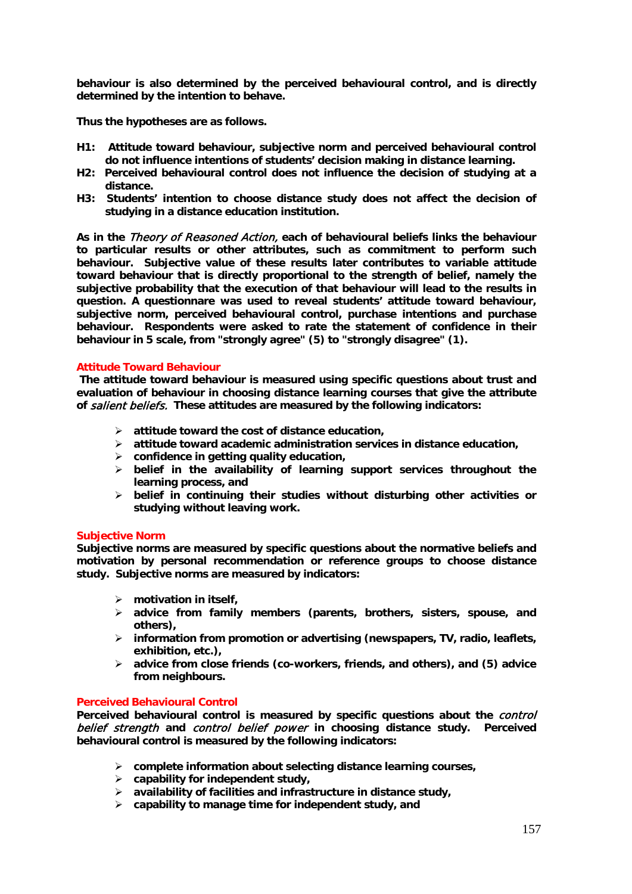**behaviour is also determined by the perceived behavioural control, and is directly determined by the intention to behave.**

**Thus the hypotheses are as follows.**

**H1: Attitude toward behaviour, subjective norm and perceived behavioural control do not influence intentions of students' decision making in distance learning.**
**H2: Perceived behavioural control does not influence the decision of studying at a distance.**
**H3: Students' intention to choose distance study does not affect the decision of studying in a distance education institution.**

**As in the *Theory of Reasoned Action,* each of behavioural beliefs links the behaviour to particular results or other attributes, such as commitment to perform such behaviour. Subjective value of these results later contributes to variable attitude toward behaviour that is directly proportional to the strength of belief, namely the subjective probability that the execution of that behaviour will lead to the results in question. A questionnare was used to reveal students' attitude toward behaviour, subjective norm, perceived behavioural control, purchase intentions and purchase behaviour. Respondents were asked to rate the statement of confidence in their behaviour in 5 scale, from "strongly agree" (5) to "strongly disagree" (1).**

### Attitude Toward Behaviour

**The attitude toward behaviour is measured using specific questions about trust and evaluation of behaviour in choosing distance learning courses that give the attribute of *salient beliefs.* These attitudes are measured by the following indicators:**

- **attitude toward the cost of distance education,**
- **attitude toward academic administration services in distance education,**
- **confidence in getting quality education,**
- **belief in the availability of learning support services throughout the learning process, and**
- **belief in continuing their studies without disturbing other activities or studying without leaving work.**

### Subjective Norm

**Subjective norms are measured by specific questions about the normative beliefs and motivation by personal recommendation or reference groups to choose distance study. Subjective norms are measured by indicators:**

- **motivation in itself,**
- **advice from family members (parents, brothers, sisters, spouse, and others),**
- **information from promotion or advertising (newspapers, TV, radio, leaflets, exhibition, etc.),**
- **advice from close friends (co-workers, friends, and others), and (5) advice from neighbours.**

### Perceived Behavioural Control

**Perceived behavioural control is measured by specific questions about the *control belief strength* and *control belief power* in choosing distance study. Perceived behavioural control is measured by the following indicators:**

- **complete information about selecting distance learning courses,**
- **capability for independent study,**
- **availability of facilities and infrastructure in distance study,**
- **capability to manage time for independent study, and**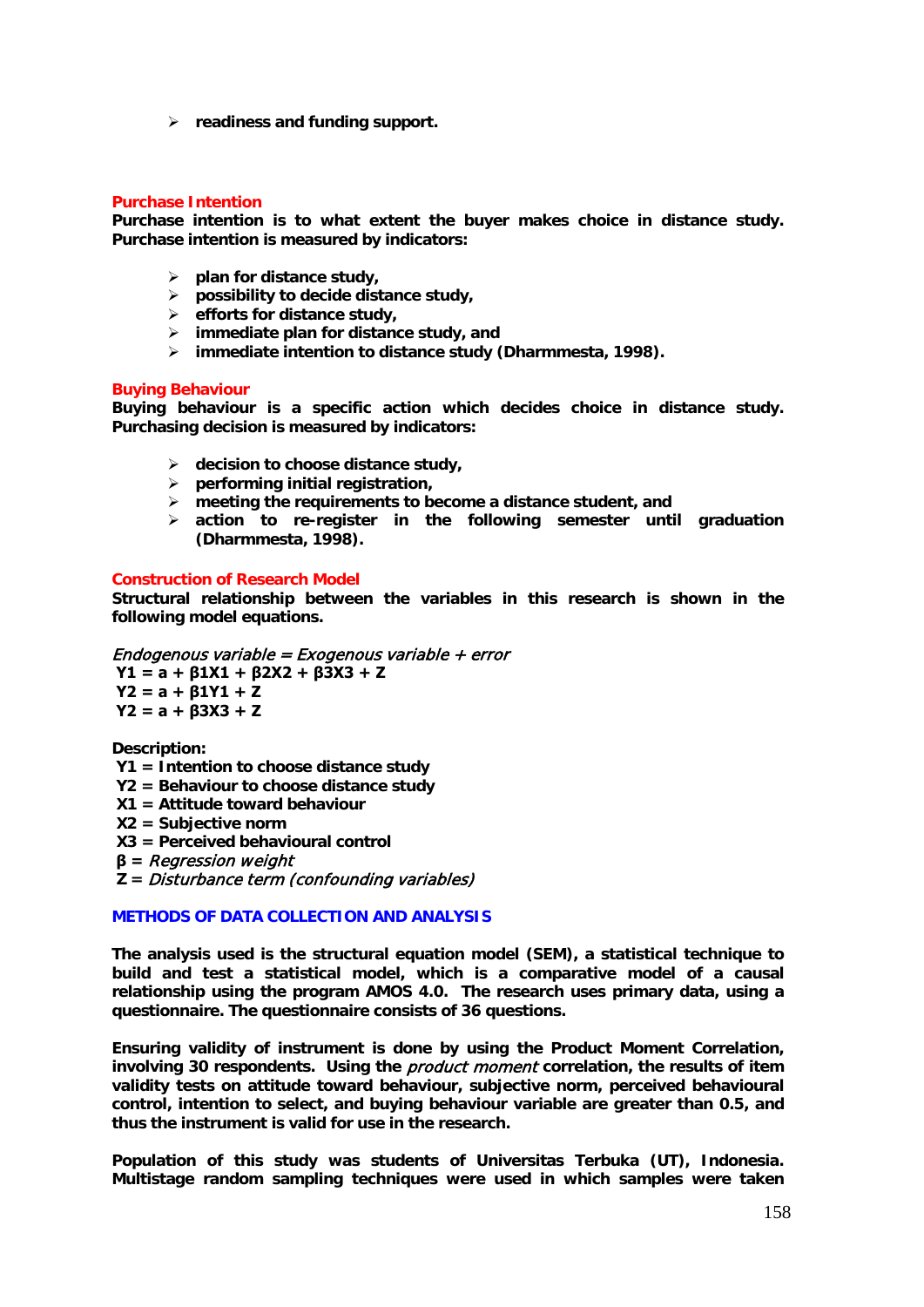- **readiness and funding support.**

### Purchase Intention

**Purchase intention is to what extent the buyer makes choice in distance study. Purchase intention is measured by indicators:**

- **plan for distance study,**
- **possibility to decide distance study,**
- **efforts for distance study,**
- **immediate plan for distance study, and**
- **immediate intention to distance study (Dharmmesta, 1998).**

### Buying Behaviour

**Buying behaviour is a specific action which decides choice in distance study. Purchasing decision is measured by indicators:**

- **decision to choose distance study,**
- **performing initial registration,**
- **meeting the requirements to become a distance student, and**
- **action to re-register in the following semester until graduation (Dharmmesta, 1998).**

### Construction of Research Model

**Structural relationship between the variables in this research is shown in the following model equations.**

*Endogenous variable = Exogenous variable + error*

$$Y1 = a + \beta 1X1 + \beta 2X2 + \beta 3X3 + Z$$

$$Y2 = a + \beta 1Y1 + Z$$

$$Y2 = a + \beta 3X3 + Z$$

**Description:**

**Y1 = Intention to choose distance study**
**Y2 = Behaviour to choose distance study**
**X1 = Attitude toward behaviour**
**X2 = Subjective norm**
**X3 = Perceived behavioural control**
**β =** *Regression weight*
**Z =** *Disturbance term (confounding variables)*

## METHODS OF DATA COLLECTION AND ANALYSIS

**The analysis used is the structural equation model (SEM), a statistical technique to build and test a statistical model, which is a comparative model of a causal relationship using the program AMOS 4.0. The research uses primary data, using a questionnaire. The questionnaire consists of 36 questions.**

**Ensuring validity of instrument is done by using the Product Moment Correlation, involving 30 respondents. Using the** ***product moment*** **correlation, the results of item validity tests on attitude toward behaviour, subjective norm, perceived behavioural control, intention to select, and buying behaviour variable are greater than 0.5, and thus the instrument is valid for use in the research.**

**Population of this study was students of Universitas Terbuka (UT), Indonesia. Multistage random sampling techniques were used in which samples were taken**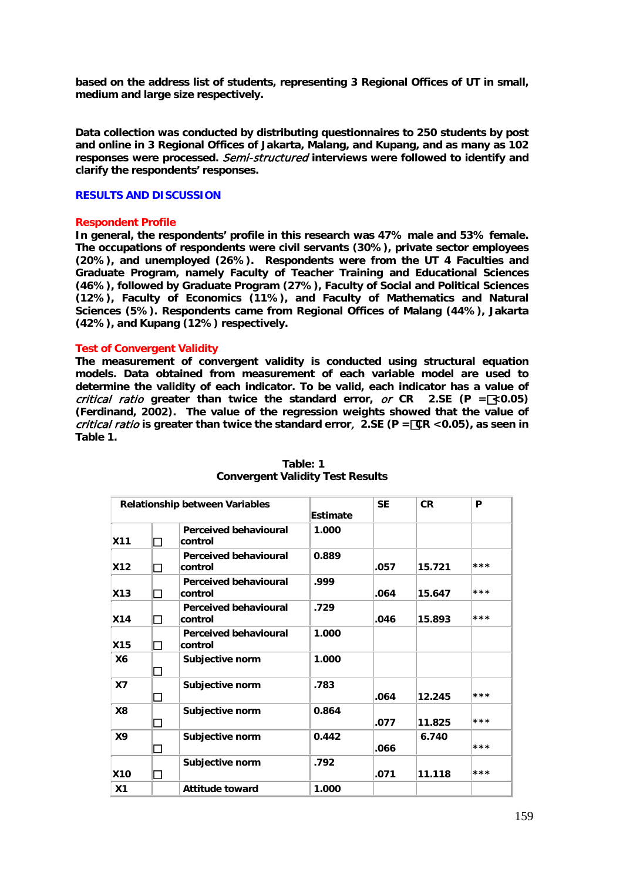based on the address list of students, representing 3 Regional Offices of UT in small, medium and large size respectively.

Data collection was conducted by distributing questionnaires to 250 students by post and online in 3 Regional Offices of Jakarta, Malang, and Kupang, and as many as 102 responses were processed. *Semi-structured* interviews were followed to identify and clarify the respondents' responses.

## RESULTS AND DISCUSSION

### Respondent Profile

In general, the respondents' profile in this research was 47% male and 53% female. The occupations of respondents were civil servants (30%), private sector employees (20%), and unemployed (26%). Respondents were from the UT 4 Faculties and Graduate Program, namely Faculty of Teacher Training and Educational Sciences (46%), followed by Graduate Program (27%), Faculty of Social and Political Sciences (12%), Faculty of Economics (11%), and Faculty of Mathematics and Natural Sciences (5%). Respondents came from Regional Offices of Malang (44%), Jakarta (42%), and Kupang (12%) respectively.

### Test of Convergent Validity

The measurement of convergent validity is conducted using structural equation models. Data obtained from measurement of each variable model are used to determine the validity of each indicator. To be valid, each indicator has a value of *critical ratio* greater than twice the standard error, *or* CR 2.SE (P = □<0.05) (Ferdinand, 2002). The value of the regression weights showed that the value of *critical ratio* is greater than twice the standard error, 2.SE (P = □CR <0.05), as seen in Table 1.

**Table: 1**
**Convergent Validity Test Results**

| Relationship between Variables | | | Estimate | SE | CR | P |
|---|---|---|---|---|---|---|
| X11 | □ | Perceived behavioural control | 1.000 | | | |
| X12 | □ | Perceived behavioural control | 0.889 | .057 | 15.721 | *** |
| X13 | □ | Perceived behavioural control | .999 | .064 | 15.647 | *** |
| X14 | □ | Perceived behavioural control | .729 | .046 | 15.893 | *** |
| X15 | □ | Perceived behavioural control | 1.000 | | | |
| X6 | □ | Subjective norm | 1.000 | | | |
| X7 | □ | Subjective norm | .783 | .064 | 12.245 | *** |
| X8 | □ | Subjective norm | 0.864 | .077 | 11.825 | *** |
| X9 | □ | Subjective norm | 0.442 | .066 | 6.740 | *** |
| X10 | □ | Subjective norm | .792 | .071 | 11.118 | *** |
| X1 | | Attitude toward | 1.000 | | | |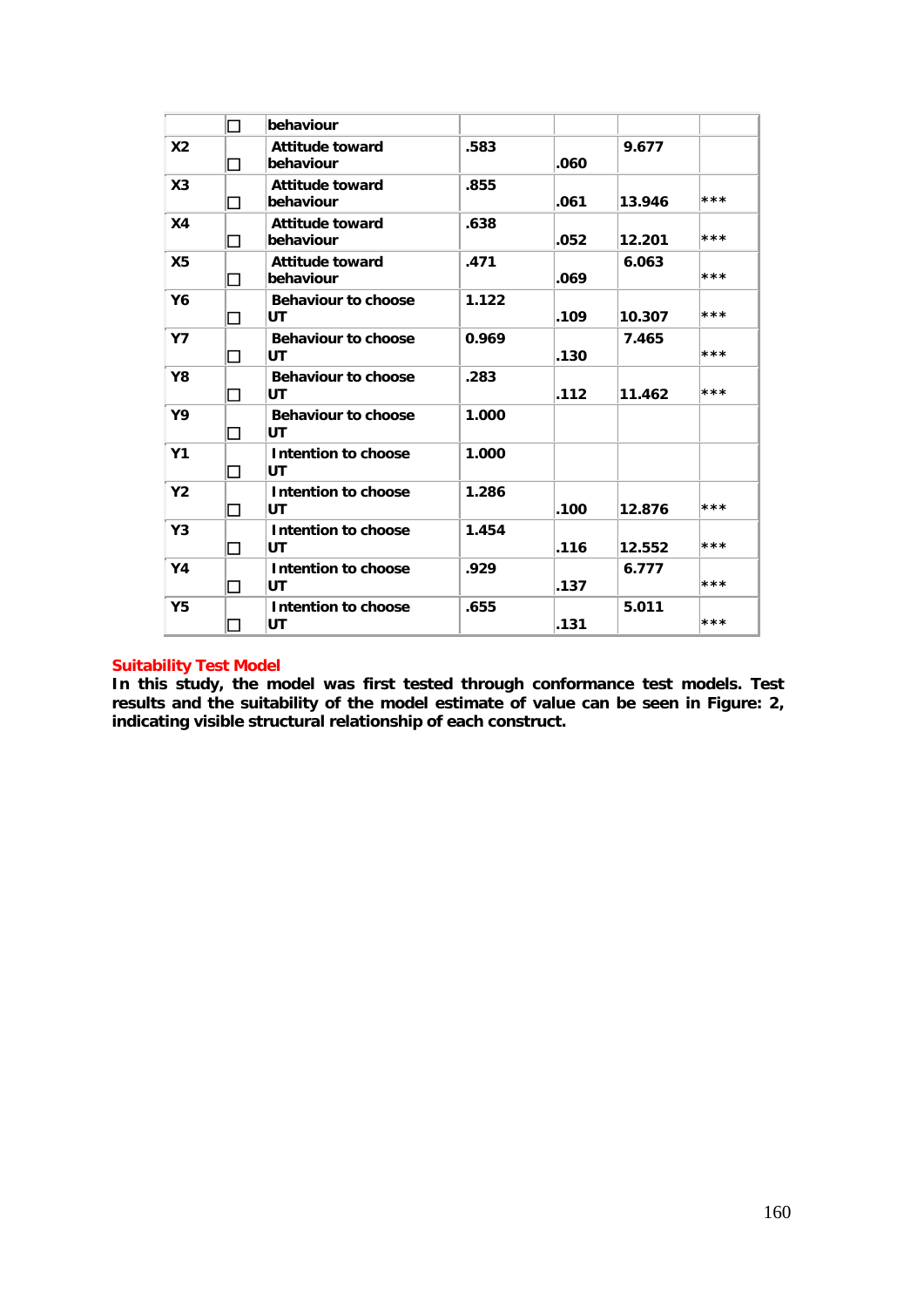|  | □ | behaviour |  |  |  |  |
|---|---|---|---|---|---|---|
| X2 | □ | Attitude toward behaviour | .583 | .060 | 9.677 |  |
| X3 | □ | Attitude toward behaviour | .855 | .061 | 13.946 | *** |
| X4 | □ | Attitude toward behaviour | .638 | .052 | 12.201 | *** |
| X5 | □ | Attitude toward behaviour | .471 | .069 | 6.063 | *** |
| Y6 | □ | Behaviour to choose UT | 1.122 | .109 | 10.307 | *** |
| Y7 | □ | Behaviour to choose UT | 0.969 | .130 | 7.465 | *** |
| Y8 | □ | Behaviour to choose UT | .283 | .112 | 11.462 | *** |
| Y9 | □ | Behaviour to choose UT | 1.000 |  |  |  |
| Y1 | □ | Intention to choose UT | 1.000 |  |  |  |
| Y2 | □ | Intention to choose UT | 1.286 | .100 | 12.876 | *** |
| Y3 | □ | Intention to choose UT | 1.454 | .116 | 12.552 | *** |
| Y4 | □ | Intention to choose UT | .929 | .137 | 6.777 | *** |
| Y5 | □ | Intention to choose UT | .655 | .131 | 5.011 | *** |

**Suitability Test Model**

**In this study, the model was first tested through conformance test models. Test results and the suitability of the model estimate of value can be seen in Figure: 2, indicating visible structural relationship of each construct.**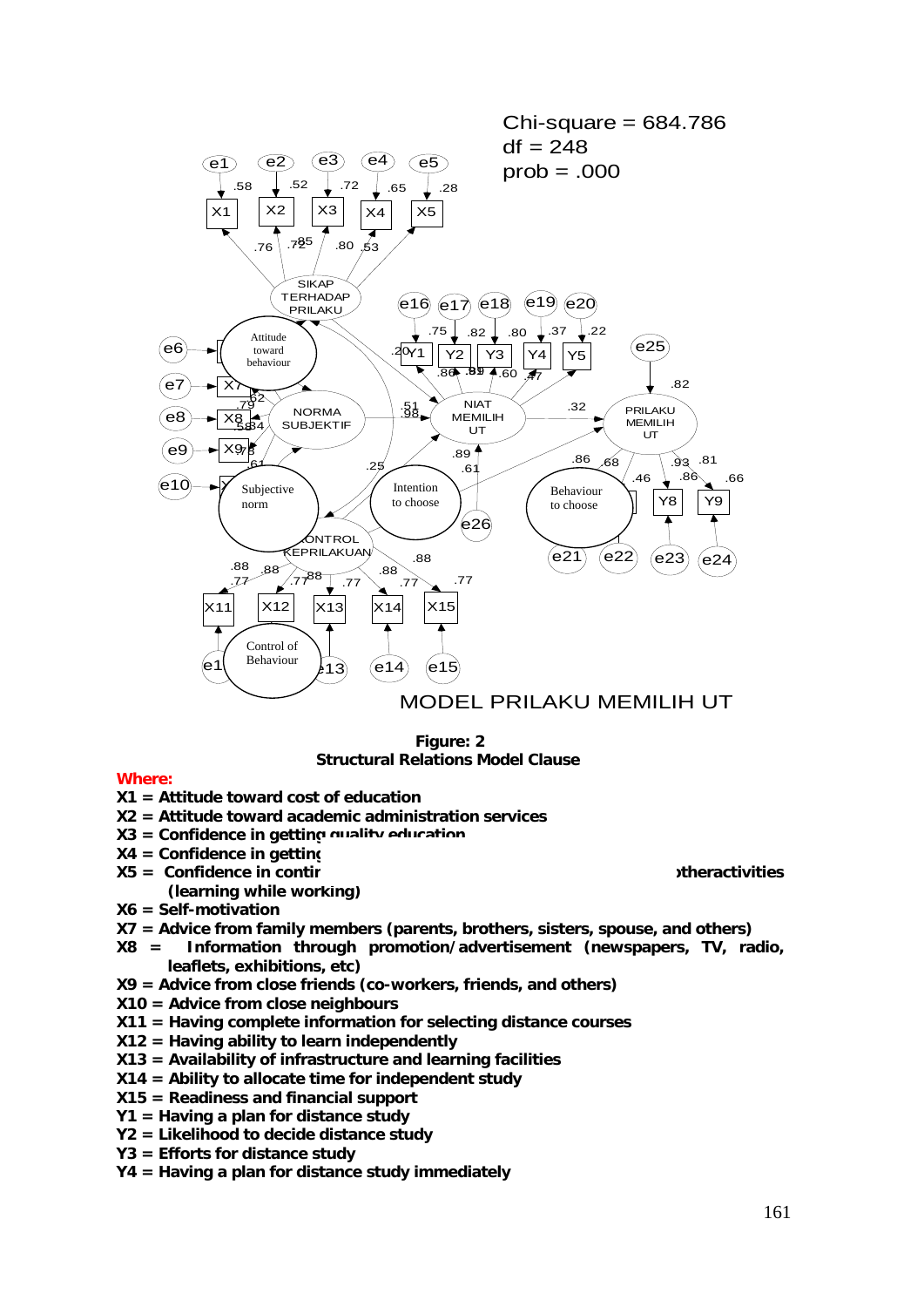Chi-square = 684.786
df = 248
prob = .000

MODEL PRILAKU MEMILIH UT

**Figure: 2**
**Structural Relations Model Clause**

**Where:**

**X1 = Attitude toward cost of education**
**X2 = Attitude toward academic administration services**
**X3 = Confidence in getting quality education**
**X4 = Confidence in getting**
**X5 = Confidence in contir ... otheractivities (learning while working)**
**X6 = Self-motivation**
**X7 = Advice from family members (parents, brothers, sisters, spouse, and others)**
**X8 = Information through promotion/advertisement (newspapers, TV, radio, leaflets, exhibitions, etc)**
**X9 = Advice from close friends (co-workers, friends, and others)**
**X10 = Advice from close neighbours**
**X11 = Having complete information for selecting distance courses**
**X12 = Having ability to learn independently**
**X13 = Availability of infrastructure and learning facilities**
**X14 = Ability to allocate time for independent study**
**X15 = Readiness and financial support**
**Y1 = Having a plan for distance study**
**Y2 = Likelihood to decide distance study**
**Y3 = Efforts for distance study**
**Y4 = Having a plan for distance study immediately**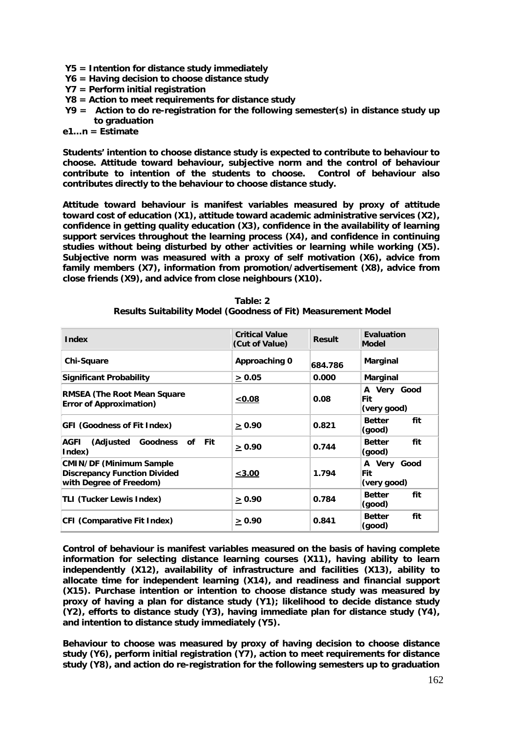**Y5 = Intention for distance study immediately**
**Y6 = Having decision to choose distance study**
**Y7 = Perform initial registration**
**Y8 = Action to meet requirements for distance study**
**Y9 = Action to do re-registration for the following semester(s) in distance study up to graduation**
**e1...n = Estimate**

**Students' intention to choose distance study is expected to contribute to behaviour to choose. Attitude toward behaviour, subjective norm and the control of behaviour contribute to intention of the students to choose. Control of behaviour also contributes directly to the behaviour to choose distance study.**

**Attitude toward behaviour is manifest variables measured by proxy of attitude toward cost of education (X1), attitude toward academic administrative services (X2), confidence in getting quality education (X3), confidence in the availability of learning support services throughout the learning process (X4), and confidence in continuing studies without being disturbed by other activities or learning while working (X5). Subjective norm was measured with a proxy of self motivation (X6), advice from family members (X7), information from promotion/advertisement (X8), advice from close friends (X9), and advice from close neighbours (X10).**

**Table: 2**
**Results Suitability Model (Goodness of Fit) Measurement Model**

| Index | Critical Value (Cut of Value) | Result | Evaluation Model |
|---|---|---|---|
| Chi-Square | Approaching 0 | 684.786 | Marginal |
| Significant Probability | $\geq 0.05$ | 0.000 | Marginal |
| RMSEA (The Root Mean Square Error of Approximation) | $\leq 0.08$ | 0.08 | A Very Good Fit (very good) |
| GFI (Goodness of Fit Index) | $\geq 0.90$ | 0.821 | Better fit (good) |
| AGFI (Adjusted Goodness of Fit Index) | $\geq 0.90$ | 0.744 | Better fit (good) |
| CMIN/DF (Minimum Sample Discrepancy Function Divided with Degree of Freedom) | $\leq 3.00$ | 1.794 | A Very Good Fit (very good) |
| TLI (Tucker Lewis Index) | $\geq 0.90$ | 0.784 | Better fit (good) |
| CFI (Comparative Fit Index) | $\geq 0.90$ | 0.841 | Better fit (good) |

**Control of behaviour is manifest variables measured on the basis of having complete information for selecting distance learning courses (X11), having ability to learn independently (X12), availability of infrastructure and facilities (X13), ability to allocate time for independent learning (X14), and readiness and financial support (X15). Purchase intention or intention to choose distance study was measured by proxy of having a plan for distance study (Y1); likelihood to decide distance study (Y2), efforts to distance study (Y3), having immediate plan for distance study (Y4), and intention to distance study immediately (Y5).**

**Behaviour to choose was measured by proxy of having decision to choose distance study (Y6), perform initial registration (Y7), action to meet requirements for distance study (Y8), and action do re-registration for the following semesters up to graduation**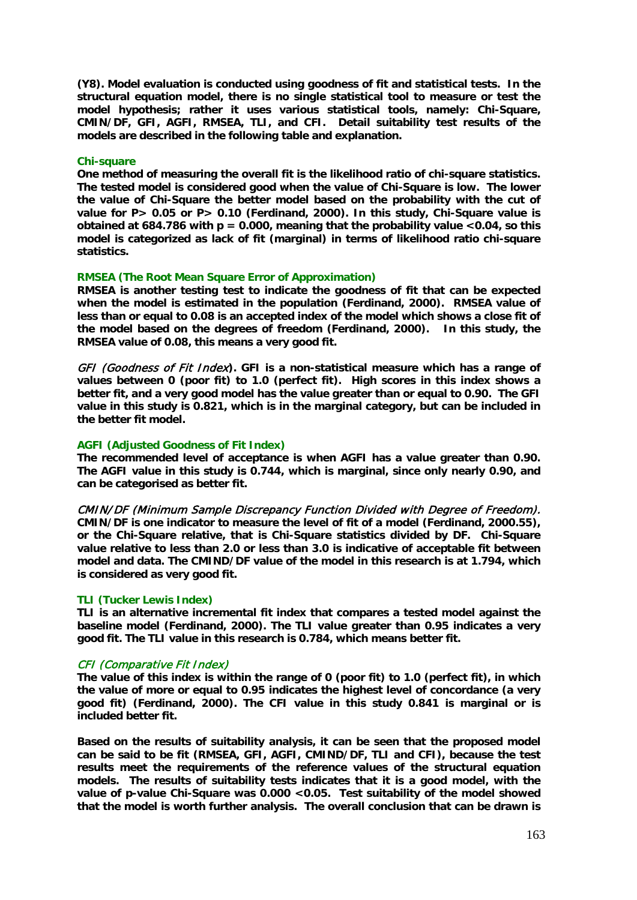**(Y8). Model evaluation is conducted using goodness of fit and statistical tests. In the structural equation model, there is no single statistical tool to measure or test the model hypothesis; rather it uses various statistical tools, namely: Chi-Square, CMIN/DF, GFI, AGFI, RMSEA, TLI, and CFI. Detail suitability test results of the models are described in the following table and explanation.**

### Chi-square

**One method of measuring the overall fit is the likelihood ratio of chi-square statistics. The tested model is considered good when the value of Chi-Square is low. The lower the value of Chi-Square the better model based on the probability with the cut of value for P> 0.05 or P> 0.10 (Ferdinand, 2000). In this study, Chi-Square value is obtained at 684.786 with p = 0.000, meaning that the probability value <0.04, so this model is categorized as lack of fit (marginal) in terms of likelihood ratio chi-square statistics.**

### RMSEA (The Root Mean Square Error of Approximation)

**RMSEA is another testing test to indicate the goodness of fit that can be expected when the model is estimated in the population (Ferdinand, 2000). RMSEA value of less than or equal to 0.08 is an accepted index of the model which shows a close fit of the model based on the degrees of freedom (Ferdinand, 2000). In this study, the RMSEA value of 0.08, this means a very good fit.**

*GFI (Goodness of Fit Index)*. **GFI is a non-statistical measure which has a range of values between 0 (poor fit) to 1.0 (perfect fit). High scores in this index shows a better fit, and a very good model has the value greater than or equal to 0.90. The GFI value in this study is 0.821, which is in the marginal category, but can be included in the better fit model.**

### AGFI (Adjusted Goodness of Fit Index)

**The recommended level of acceptance is when AGFI has a value greater than 0.90. The AGFI value in this study is 0.744, which is marginal, since only nearly 0.90, and can be categorised as better fit.**

*CMIN/DF (Minimum Sample Discrepancy Function Divided with Degree of Freedom).* **CMIN/DF is one indicator to measure the level of fit of a model (Ferdinand, 2000.55), or the Chi-Square relative, that is Chi-Square statistics divided by DF. Chi-Square value relative to less than 2.0 or less than 3.0 is indicative of acceptable fit between model and data. The CMIND/DF value of the model in this research is at 1.794, which is considered as very good fit.**

### TLI (Tucker Lewis Index)

**TLI is an alternative incremental fit index that compares a tested model against the baseline model (Ferdinand, 2000). The TLI value greater than 0.95 indicates a very good fit. The TLI value in this research is 0.784, which means better fit.**

### *CFI (Comparative Fit Index)*

**The value of this index is within the range of 0 (poor fit) to 1.0 (perfect fit), in which the value of more or equal to 0.95 indicates the highest level of concordance (a very good fit) (Ferdinand, 2000). The CFI value in this study 0.841 is marginal or is included better fit.**

**Based on the results of suitability analysis, it can be seen that the proposed model can be said to be fit (RMSEA, GFI, AGFI, CMIND/DF, TLI and CFI), because the test results meet the requirements of the reference values of the structural equation models. The results of suitability tests indicates that it is a good model, with the value of p-value Chi-Square was 0.000 <0.05. Test suitability of the model showed that the model is worth further analysis. The overall conclusion that can be drawn is**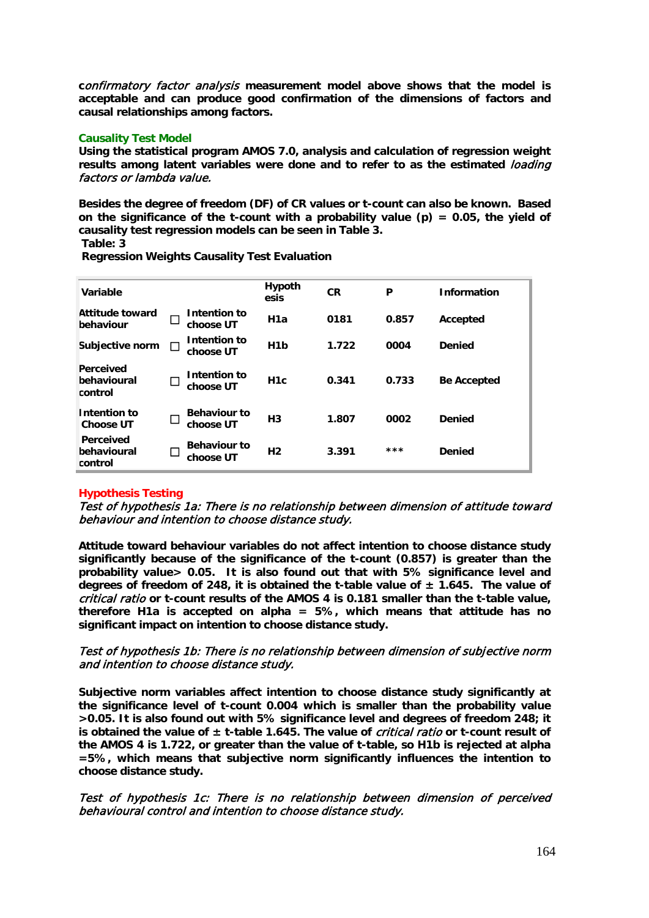**c***onfirmatory factor analysis* **measurement model above shows that the model is acceptable and can produce good confirmation of the dimensions of factors and causal relationships among factors.**

## Causality Test Model

**Using the statistical program AMOS 7.0, analysis and calculation of regression weight results among latent variables were done and to refer to as the estimated** ***loading factors or lambda value.***

**Besides the degree of freedom (DF) of CR values or t-count can also be known. Based on the significance of the t-count with a probability value (p) = 0.05, the yield of causality test regression models can be seen in Table 3.**

**Table: 3**

**Regression Weights Causality Test Evaluation**

| Variable | | | Hypothesis | CR | P | Information |
|---|---|---|---|---|---|---|
| Attitude toward behaviour | □ | Intention to choose UT | H1a | 0181 | 0.857 | Accepted |
| Subjective norm | □ | Intention to choose UT | H1b | 1.722 | 0004 | Denied |
| Perceived behavioural control | □ | Intention to choose UT | H1c | 0.341 | 0.733 | Be Accepted |
| Intention to Choose UT | □ | Behaviour to choose UT | H3 | 1.807 | 0002 | Denied |
| Perceived behavioural control | □ | Behaviour to choose UT | H2 | 3.391 | *** | Denied |

## Hypothesis Testing

*Test of hypothesis 1a: There is no relationship between dimension of attitude toward behaviour and intention to choose distance study.*

**Attitude toward behaviour variables do not affect intention to choose distance study significantly because of the significance of the t-count (0.857) is greater than the probability value> 0.05. It is also found out that with 5% significance level and degrees of freedom of 248, it is obtained the t-table value of ± 1.645. The value of** ***critical ratio*** **or t-count results of the AMOS 4 is 0.181 smaller than the t-table value, therefore H1a is accepted on alpha = 5%, which means that attitude has no significant impact on intention to choose distance study.**

*Test of hypothesis 1b: There is no relationship between dimension of subjective norm and intention to choose distance study.*

**Subjective norm variables affect intention to choose distance study significantly at the significance level of t-count 0.004 which is smaller than the probability value >0.05. It is also found out with 5% significance level and degrees of freedom 248; it is obtained the value of ± t-table 1.645. The value of** ***critical ratio*** **or t-count result of the AMOS 4 is 1.722, or greater than the value of t-table, so H1b is rejected at alpha =5%, which means that subjective norm significantly influences the intention to choose distance study.**

*Test of hypothesis 1c: There is no relationship between dimension of perceived behavioural control and intention to choose distance study.*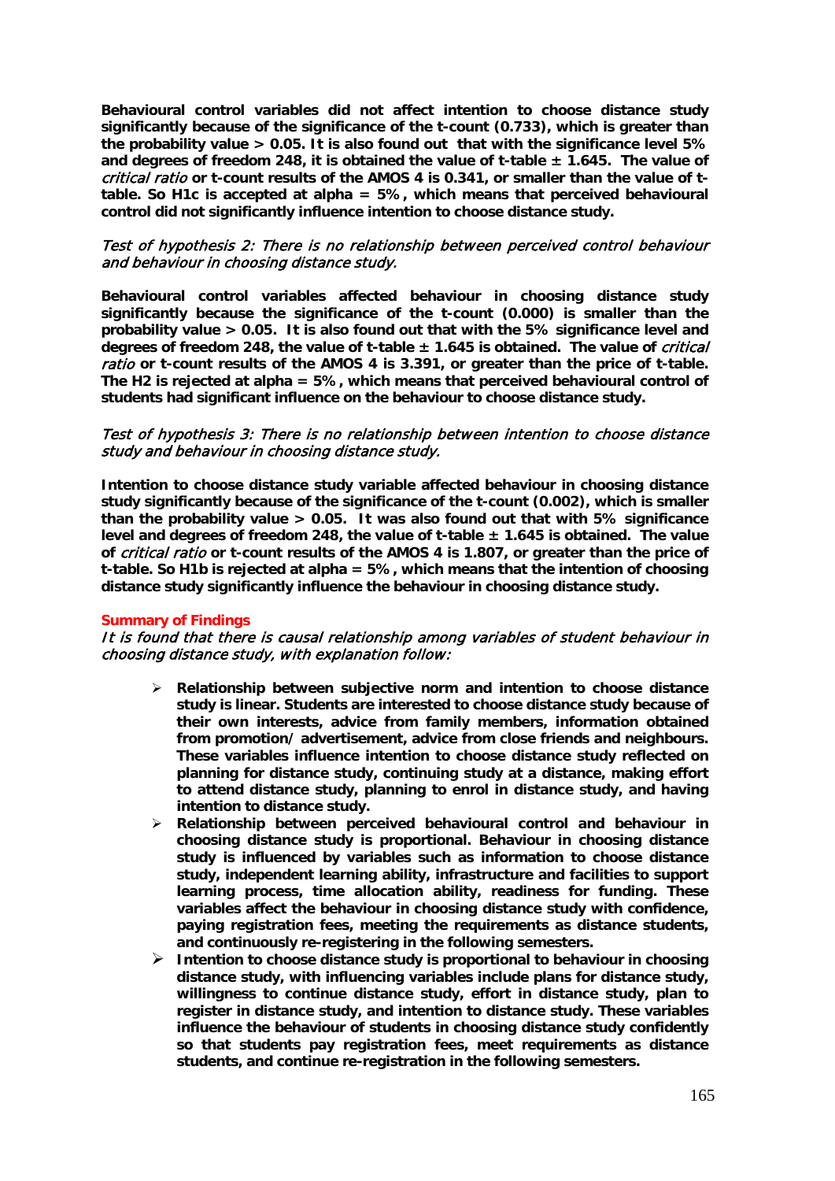**Behavioural control variables did not affect intention to choose distance study significantly because of the significance of the t-count (0.733), which is greater than the probability value > 0.05. It is also found out that with the significance level 5% and degrees of freedom 248, it is obtained the value of t-table ± 1.645. The value of *critical ratio* or t-count results of the AMOS 4 is 0.341, or smaller than the value of t-table. So H1c is accepted at alpha = 5%, which means that perceived behavioural control did not significantly influence intention to choose distance study.**

*Test of hypothesis 2: There is no relationship between perceived control behaviour and behaviour in choosing distance study.*

**Behavioural control variables affected behaviour in choosing distance study significantly because the significance of the t-count (0.000) is smaller than the probability value > 0.05. It is also found out that with the 5% significance level and degrees of freedom 248, the value of t-table ± 1.645 is obtained. The value of *critical ratio* or t-count results of the AMOS 4 is 3.391, or greater than the price of t-table. The H2 is rejected at alpha = 5%, which means that perceived behavioural control of students had significant influence on the behaviour to choose distance study.**

*Test of hypothesis 3: There is no relationship between intention to choose distance study and behaviour in choosing distance study.*

**Intention to choose distance study variable affected behaviour in choosing distance study significantly because of the significance of the t-count (0.002), which is smaller than the probability value > 0.05. It was also found out that with 5% significance level and degrees of freedom 248, the value of t-table ± 1.645 is obtained. The value of *critical ratio* or t-count results of the AMOS 4 is 1.807, or greater than the price of t-table. So H1b is rejected at alpha = 5%, which means that the intention of choosing distance study significantly influence the behaviour in choosing distance study.**

## Summary of Findings

*It is found that there is causal relationship among variables of student behaviour in choosing distance study, with explanation follow:*

- **Relationship between subjective norm and intention to choose distance study is linear. Students are interested to choose distance study because of their own interests, advice from family members, information obtained from promotion/ advertisement, advice from close friends and neighbours. These variables influence intention to choose distance study reflected on planning for distance study, continuing study at a distance, making effort to attend distance study, planning to enrol in distance study, and having intention to distance study.**
- **Relationship between perceived behavioural control and behaviour in choosing distance study is proportional. Behaviour in choosing distance study is influenced by variables such as information to choose distance study, independent learning ability, infrastructure and facilities to support learning process, time allocation ability, readiness for funding. These variables affect the behaviour in choosing distance study with confidence, paying registration fees, meeting the requirements as distance students, and continuously re-registering in the following semesters.**
- **Intention to choose distance study is proportional to behaviour in choosing distance study, with influencing variables include plans for distance study, willingness to continue distance study, effort in distance study, plan to register in distance study, and intention to distance study. These variables influence the behaviour of students in choosing distance study confidently so that students pay registration fees, meet requirements as distance students, and continue re-registration in the following semesters.**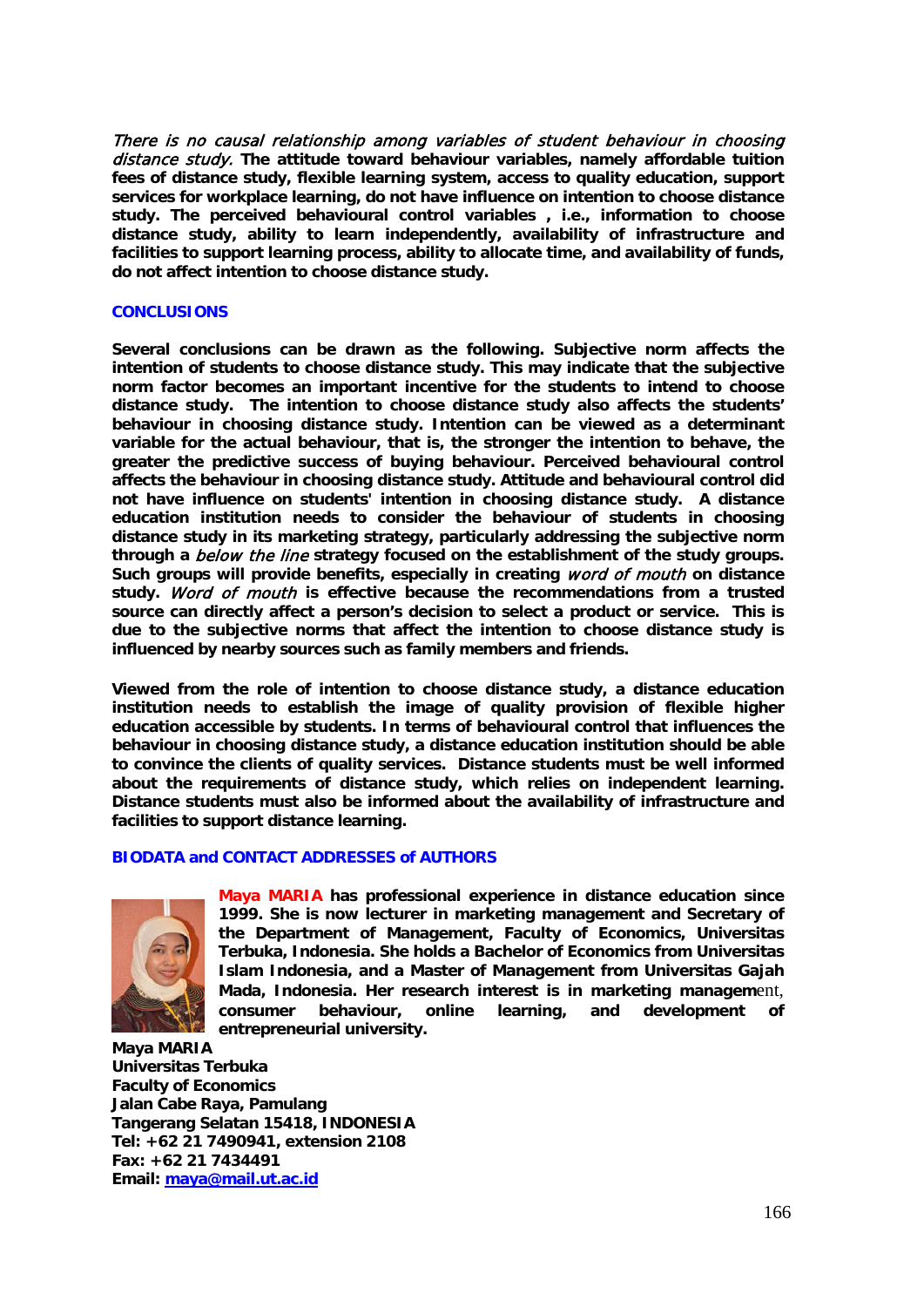*There is no causal relationship among variables of student behaviour in choosing distance study.* **The attitude toward behaviour variables, namely affordable tuition fees of distance study, flexible learning system, access to quality education, support services for workplace learning, do not have influence on intention to choose distance study. The perceived behavioural control variables , i.e., information to choose distance study, ability to learn independently, availability of infrastructure and facilities to support learning process, ability to allocate time, and availability of funds, do not affect intention to choose distance study.**

## CONCLUSIONS

**Several conclusions can be drawn as the following. Subjective norm affects the intention of students to choose distance study. This may indicate that the subjective norm factor becomes an important incentive for the students to intend to choose distance study. The intention to choose distance study also affects the students' behaviour in choosing distance study. Intention can be viewed as a determinant variable for the actual behaviour, that is, the stronger the intention to behave, the greater the predictive success of buying behaviour. Perceived behavioural control affects the behaviour in choosing distance study. Attitude and behavioural control did not have influence on students' intention in choosing distance study. A distance education institution needs to consider the behaviour of students in choosing distance study in its marketing strategy, particularly addressing the subjective norm through a *below the line* strategy focused on the establishment of the study groups. Such groups will provide benefits, especially in creating *word of mouth* on distance study. *Word of mouth* is effective because the recommendations from a trusted source can directly affect a person's decision to select a product or service. This is due to the subjective norms that affect the intention to choose distance study is influenced by nearby sources such as family members and friends.**

**Viewed from the role of intention to choose distance study, a distance education institution needs to establish the image of quality provision of flexible higher education accessible by students. In terms of behavioural control that influences the behaviour in choosing distance study, a distance education institution should be able to convince the clients of quality services. Distance students must be well informed about the requirements of distance study, which relies on independent learning. Distance students must also be informed about the availability of infrastructure and facilities to support distance learning.**

## BIODATA and CONTACT ADDRESSES of AUTHORS

**Maya MARIA has professional experience in distance education since 1999. She is now lecturer in marketing management and Secretary of the Department of Management, Faculty of Economics, Universitas Terbuka, Indonesia. She holds a Bachelor of Economics from Universitas Islam Indonesia, and a Master of Management from Universitas Gajah Mada, Indonesia. Her research interest is in marketing management, consumer behaviour, online learning, and development of entrepreneurial university.**

**Maya MARIA**
**Universitas Terbuka**
**Faculty of Economics**
**Jalan Cabe Raya, Pamulang**
**Tangerang Selatan 15418, INDONESIA**
**Tel: +62 21 7490941, extension 2108**
**Fax: +62 21 7434491**
**Email: maya@mail.ut.ac.id**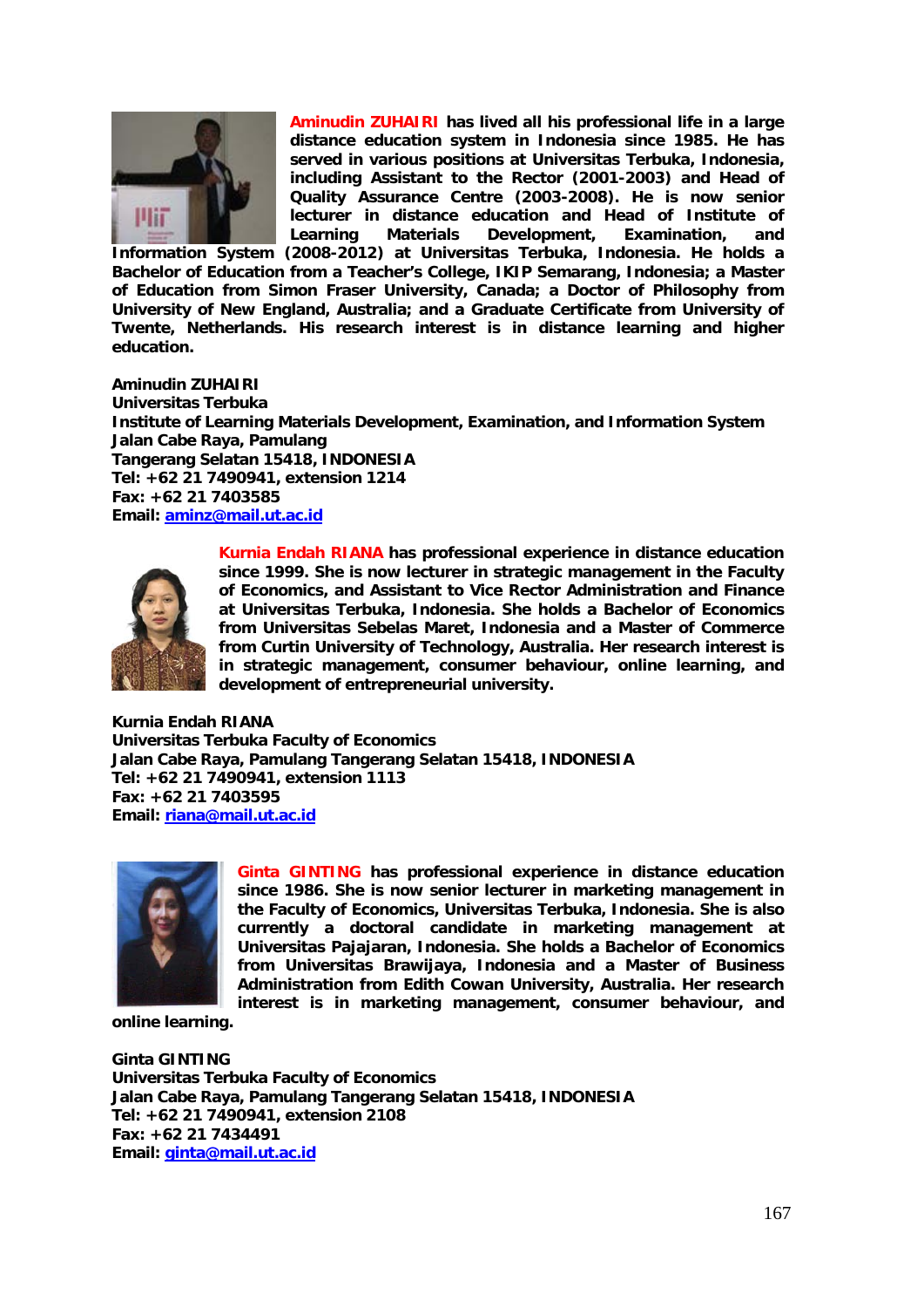**Aminudin ZUHAIRI** has lived all his professional life in a large distance education system in Indonesia since 1985. He has served in various positions at Universitas Terbuka, Indonesia, including Assistant to the Rector (2001-2003) and Head of Quality Assurance Centre (2003-2008). He is now senior lecturer in distance education and Head of Institute of Learning Materials Development, Examination, and Information System (2008-2012) at Universitas Terbuka, Indonesia. He holds a Bachelor of Education from a Teacher's College, IKIP Semarang, Indonesia; a Master of Education from Simon Fraser University, Canada; a Doctor of Philosophy from University of New England, Australia; and a Graduate Certificate from University of Twente, Netherlands. His research interest is in distance learning and higher education.

**Aminudin ZUHAIRI**
**Universitas Terbuka**
**Institute of Learning Materials Development, Examination, and Information System**
**Jalan Cabe Raya, Pamulang**
**Tangerang Selatan 15418, INDONESIA**
**Tel: +62 21 7490941, extension 1214**
**Fax: +62 21 7403585**
**Email: aminz@mail.ut.ac.id**

**Kurnia Endah RIANA** has professional experience in distance education since 1999. She is now lecturer in strategic management in the Faculty of Economics, and Assistant to Vice Rector Administration and Finance at Universitas Terbuka, Indonesia. She holds a Bachelor of Economics from Universitas Sebelas Maret, Indonesia and a Master of Commerce from Curtin University of Technology, Australia. Her research interest is in strategic management, consumer behaviour, online learning, and development of entrepreneurial university.

**Kurnia Endah RIANA**
**Universitas Terbuka Faculty of Economics**
**Jalan Cabe Raya, Pamulang Tangerang Selatan 15418, INDONESIA**
**Tel: +62 21 7490941, extension 1113**
**Fax: +62 21 7403595**
**Email: riana@mail.ut.ac.id**

**Ginta GINTING** has professional experience in distance education since 1986. She is now senior lecturer in marketing management in the Faculty of Economics, Universitas Terbuka, Indonesia. She is also currently a doctoral candidate in marketing management at Universitas Pajajaran, Indonesia. She holds a Bachelor of Economics from Universitas Brawijaya, Indonesia and a Master of Business Administration from Edith Cowan University, Australia. Her research interest is in marketing management, consumer behaviour, and online learning.

**Ginta GINTING**
**Universitas Terbuka Faculty of Economics**
**Jalan Cabe Raya, Pamulang Tangerang Selatan 15418, INDONESIA**
**Tel: +62 21 7490941, extension 2108**
**Fax: +62 21 7434491**
**Email: ginta@mail.ut.ac.id**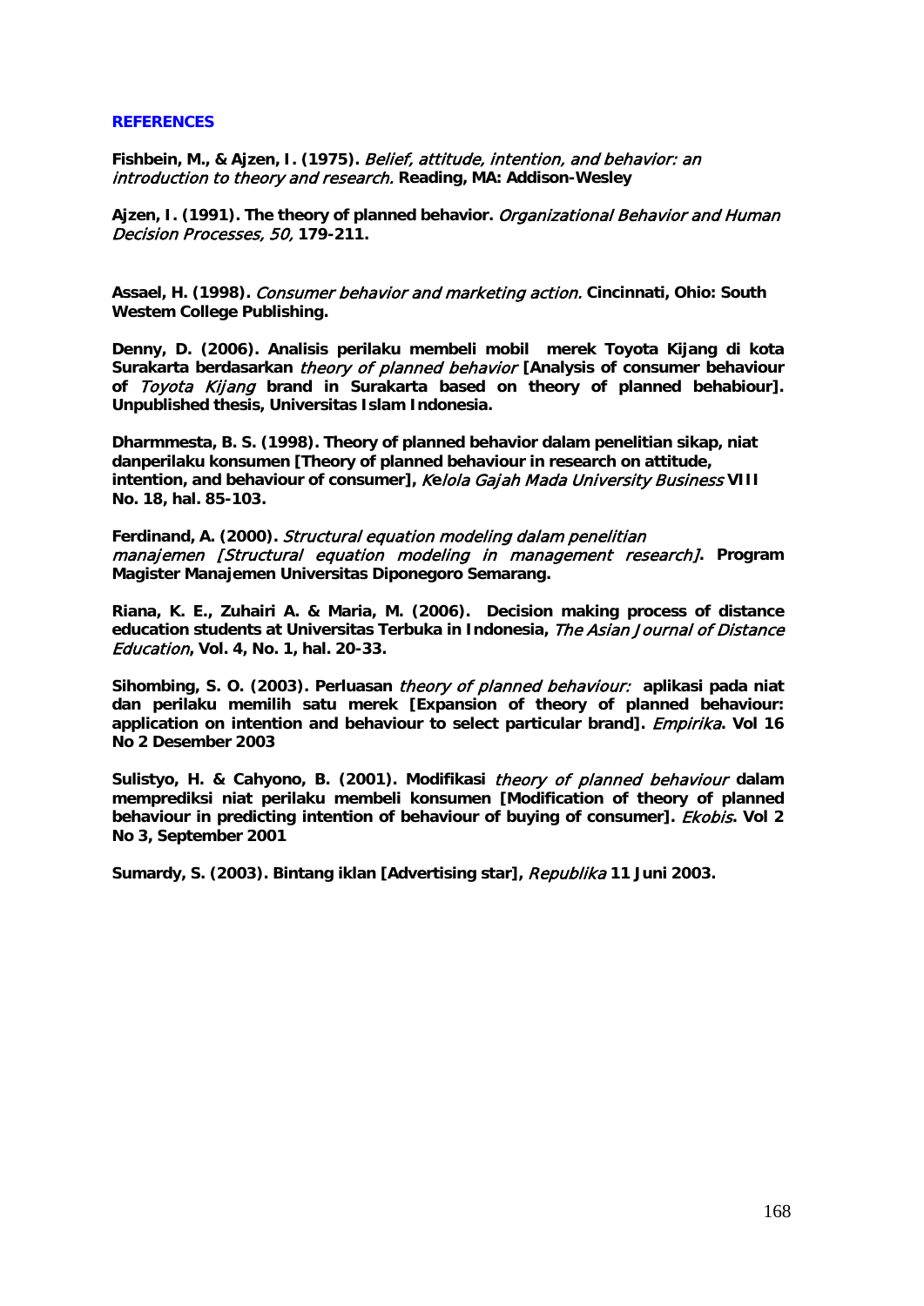## REFERENCES

**Fishbein, M., & Ajzen, I. (1975).** *Belief, attitude, intention, and behavior: an introduction to theory and research.* **Reading, MA: Addison-Wesley**

**Ajzen, I. (1991). The theory of planned behavior.** *Organizational Behavior and Human Decision Processes, 50,* **179-211.**

**Assael, H. (1998).** *Consumer behavior and marketing action.* **Cincinnati, Ohio: South Westem College Publishing.**

**Denny, D. (2006). Analisis perilaku membeli mobil merek Toyota Kijang di kota Surakarta berdasarkan** *theory of planned behavior* **[Analysis of consumer behaviour of** *Toyota Kijang* **brand in Surakarta based on theory of planned behabiour]. Unpublished thesis, Universitas Islam Indonesia.**

**Dharmmesta, B. S. (1998). Theory of planned behavior dalam penelitian sikap, niat danperilaku konsumen [Theory of planned behaviour in research on attitude, intention, and behaviour of consumer],** *Kelola Gajah Mada University Business* **VIII No. 18, hal. 85-103.**

**Ferdinand, A. (2000).** *Structural equation modeling dalam penelitian manajemen [Structural equation modeling in management research]*. **Program Magister Manajemen Universitas Diponegoro Semarang.**

**Riana, K. E., Zuhairi A. & Maria, M. (2006). Decision making process of distance education students at Universitas Terbuka in Indonesia,** *The Asian Journal of Distance Education*, **Vol. 4, No. 1, hal. 20-33.**

**Sihombing, S. O. (2003). Perluasan** *theory of planned behaviour:* **aplikasi pada niat dan perilaku memilih satu merek [Expansion of theory of planned behaviour: application on intention and behaviour to select particular brand].** *Empirika*. **Vol 16 No 2 Desember 2003**

**Sulistyo, H. & Cahyono, B. (2001). Modifikasi** *theory of planned behaviour* **dalam memprediksi niat perilaku membeli konsumen [Modification of theory of planned behaviour in predicting intention of behaviour of buying of consumer].** *Ekobis*. **Vol 2 No 3, September 2001**

**Sumardy, S. (2003). Bintang iklan [Advertising star],** *Republika* **11 Juni 2003.**